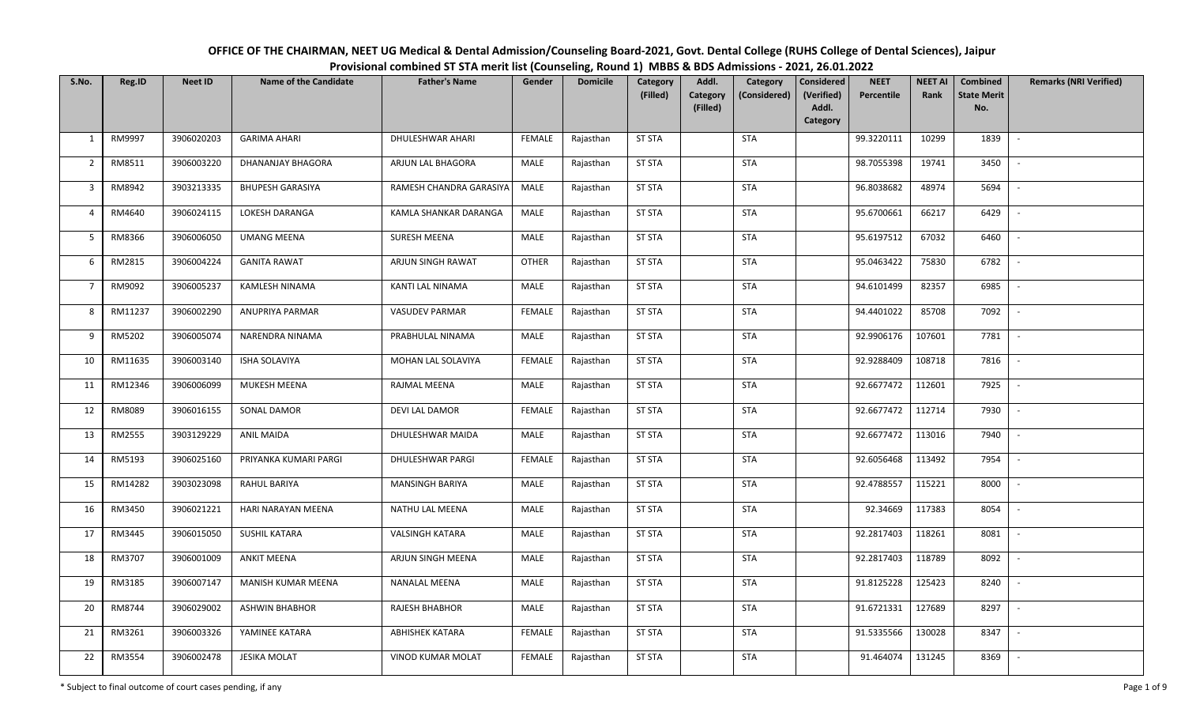# OFFICE OF THE CHAIRMAN, NEET UG Medical & Dental Admission/Counseling Board-2021, Govt. Dental College (RUHS College of Dental Sciences), Jaipur

## Provisional combined ST STA merit list (Counseling, Round 1) MBBS & BDS Admissions - 2021, 26.01.2022

| S.No. | Reg.ID | Neet ID | Name of the Candidate | Father's Name | Gender | Domicile | Category (Filled) | Addl. Category (Filled) | Category (Considered) | Considered (Verified) Addl. Category | NEET Percentile | NEET AI Rank | Combined State Merit No. | Remarks (NRI Verified) |
|---|---|---|---|---|---|---|---|---|---|---|---|---|---|---|
| 1 | RM9997 | 3906020203 | GARIMA AHARI | DHULESHWAR AHARI | FEMALE | Rajasthan | ST STA | | STA | | 99.3220111 | 10299 | 1839 | - |
| 2 | RM8511 | 3906003220 | DHANANJAY BHAGORA | ARJUN LAL BHAGORA | MALE | Rajasthan | ST STA | | STA | | 98.7055398 | 19741 | 3450 | - |
| 3 | RM8942 | 3903213335 | BHUPESH GARASIYA | RAMESH CHANDRA GARASIYA | MALE | Rajasthan | ST STA | | STA | | 96.8038682 | 48974 | 5694 | - |
| 4 | RM4640 | 3906024115 | LOKESH DARANGA | KAMLA SHANKAR DARANGA | MALE | Rajasthan | ST STA | | STA | | 95.6700661 | 66217 | 6429 | - |
| 5 | RM8366 | 3906006050 | UMANG MEENA | SURESH MEENA | MALE | Rajasthan | ST STA | | STA | | 95.6197512 | 67032 | 6460 | - |
| 6 | RM2815 | 3906004224 | GANITA RAWAT | ARJUN SINGH RAWAT | OTHER | Rajasthan | ST STA | | STA | | 95.0463422 | 75830 | 6782 | - |
| 7 | RM9092 | 3906005237 | KAMLESH NINAMA | KANTI LAL NINAMA | MALE | Rajasthan | ST STA | | STA | | 94.6101499 | 82357 | 6985 | - |
| 8 | RM11237 | 3906002290 | ANUPRIYA PARMAR | VASUDEV PARMAR | FEMALE | Rajasthan | ST STA | | STA | | 94.4401022 | 85708 | 7092 | - |
| 9 | RM5202 | 3906005074 | NARENDRA NINAMA | PRABHULAL NINAMA | MALE | Rajasthan | ST STA | | STA | | 92.9906176 | 107601 | 7781 | - |
| 10 | RM11635 | 3906003140 | ISHA SOLAVIYA | MOHAN LAL SOLAVIYA | FEMALE | Rajasthan | ST STA | | STA | | 92.9288409 | 108718 | 7816 | - |
| 11 | RM12346 | 3906006099 | MUKESH MEENA | RAJMAL MEENA | MALE | Rajasthan | ST STA | | STA | | 92.6677472 | 112601 | 7925 | - |
| 12 | RM8089 | 3906016155 | SONAL DAMOR | DEVI LAL DAMOR | FEMALE | Rajasthan | ST STA | | STA | | 92.6677472 | 112714 | 7930 | - |
| 13 | RM2555 | 3903129229 | ANIL MAIDA | DHULESHWAR MAIDA | MALE | Rajasthan | ST STA | | STA | | 92.6677472 | 113016 | 7940 | - |
| 14 | RM5193 | 3906025160 | PRIYANKA KUMARI PARGI | DHULESHWAR PARGI | FEMALE | Rajasthan | ST STA | | STA | | 92.6056468 | 113492 | 7954 | - |
| 15 | RM14282 | 3903023098 | RAHUL BARIYA | MANSINGH BARIYA | MALE | Rajasthan | ST STA | | STA | | 92.4788557 | 115221 | 8000 | - |
| 16 | RM3450 | 3906021221 | HARI NARAYAN MEENA | NATHU LAL MEENA | MALE | Rajasthan | ST STA | | STA | | 92.34669 | 117383 | 8054 | - |
| 17 | RM3445 | 3906015050 | SUSHIL KATARA | VALSINGH KATARA | MALE | Rajasthan | ST STA | | STA | | 92.2817403 | 118261 | 8081 | - |
| 18 | RM3707 | 3906001009 | ANKIT MEENA | ARJUN SINGH MEENA | MALE | Rajasthan | ST STA | | STA | | 92.2817403 | 118789 | 8092 | - |
| 19 | RM3185 | 3906007147 | MANISH KUMAR MEENA | NANALAL MEENA | MALE | Rajasthan | ST STA | | STA | | 91.8125228 | 125423 | 8240 | - |
| 20 | RM8744 | 3906029002 | ASHWIN BHABHOR | RAJESH BHABHOR | MALE | Rajasthan | ST STA | | STA | | 91.6721331 | 127689 | 8297 | - |
| 21 | RM3261 | 3906003326 | YAMINEE KATARA | ABHISHEK KATARA | FEMALE | Rajasthan | ST STA | | STA | | 91.5335566 | 130028 | 8347 | - |
| 22 | RM3554 | 3906002478 | JESIKA MOLAT | VINOD KUMAR MOLAT | FEMALE | Rajasthan | ST STA | | STA | | 91.464074 | 131245 | 8369 | - |

\* Subject to final outcome of court cases pending, if any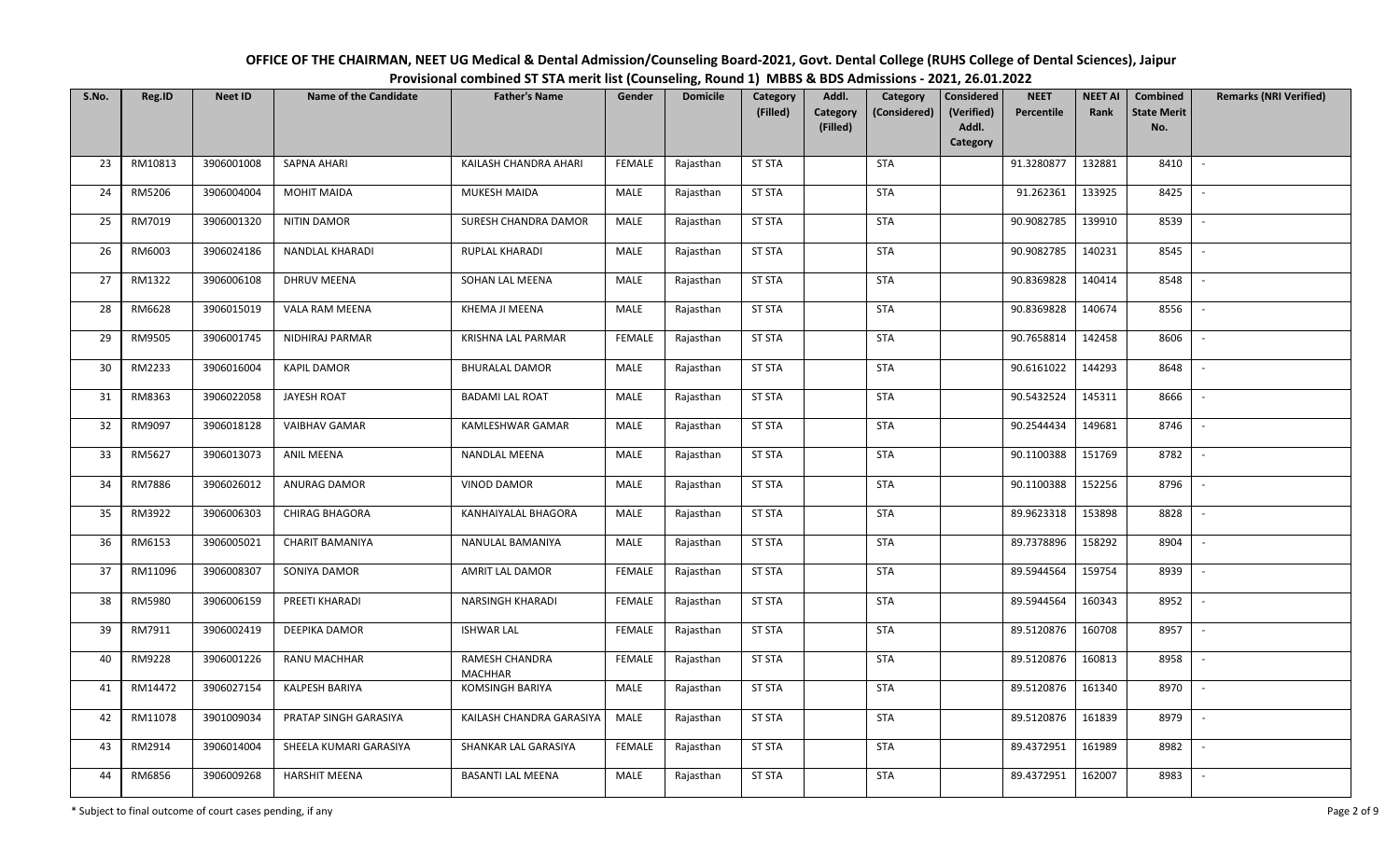**OFFICE OF THE CHAIRMAN, NEET UG Medical & Dental Admission/Counseling Board-2021, Govt. Dental College (RUHS College of Dental Sciences), Jaipur**
**Provisional combined ST STA merit list (Counseling, Round 1) MBBS & BDS Admissions - 2021, 26.01.2022**

| S.No. | Reg.ID | Neet ID | Name of the Candidate | Father's Name | Gender | Domicile | Category (Filled) | Addl. Category (Filled) | Category (Considered) | Considered (Verified) Addl. Category | NEET Percentile | NEET AI Rank | Combined State Merit No. | Remarks (NRI Verified) |
|---|---|---|---|---|---|---|---|---|---|---|---|---|---|---|
| 23 | RM10813 | 3906001008 | SAPNA AHARI | KAILASH CHANDRA AHARI | FEMALE | Rajasthan | ST STA | | STA | | 91.3280877 | 132881 | 8410 | - |
| 24 | RM5206 | 3906004004 | MOHIT MAIDA | MUKESH MAIDA | MALE | Rajasthan | ST STA | | STA | | 91.262361 | 133925 | 8425 | - |
| 25 | RM7019 | 3906001320 | NITIN DAMOR | SURESH CHANDRA DAMOR | MALE | Rajasthan | ST STA | | STA | | 90.9082785 | 139910 | 8539 | - |
| 26 | RM6003 | 3906024186 | NANDLAL KHARADI | RUPLAL KHARADI | MALE | Rajasthan | ST STA | | STA | | 90.9082785 | 140231 | 8545 | - |
| 27 | RM1322 | 3906006108 | DHRUV MEENA | SOHAN LAL MEENA | MALE | Rajasthan | ST STA | | STA | | 90.8369828 | 140414 | 8548 | - |
| 28 | RM6628 | 3906015019 | VALA RAM MEENA | KHEMA JI MEENA | MALE | Rajasthan | ST STA | | STA | | 90.8369828 | 140674 | 8556 | - |
| 29 | RM9505 | 3906001745 | NIDHIRAJ PARMAR | KRISHNA LAL PARMAR | FEMALE | Rajasthan | ST STA | | STA | | 90.7658814 | 142458 | 8606 | - |
| 30 | RM2233 | 3906016004 | KAPIL DAMOR | BHURALAL DAMOR | MALE | Rajasthan | ST STA | | STA | | 90.6161022 | 144293 | 8648 | - |
| 31 | RM8363 | 3906022058 | JAYESH ROAT | BADAMI LAL ROAT | MALE | Rajasthan | ST STA | | STA | | 90.5432524 | 145311 | 8666 | - |
| 32 | RM9097 | 3906018128 | VAIBHAV GAMAR | KAMLESHWAR GAMAR | MALE | Rajasthan | ST STA | | STA | | 90.2544434 | 149681 | 8746 | - |
| 33 | RM5627 | 3906013073 | ANIL MEENA | NANDLAL MEENA | MALE | Rajasthan | ST STA | | STA | | 90.1100388 | 151769 | 8782 | - |
| 34 | RM7886 | 3906026012 | ANURAG DAMOR | VINOD DAMOR | MALE | Rajasthan | ST STA | | STA | | 90.1100388 | 152256 | 8796 | - |
| 35 | RM3922 | 3906006303 | CHIRAG BHAGORA | KANHAIYALAL BHAGORA | MALE | Rajasthan | ST STA | | STA | | 89.9623318 | 153898 | 8828 | - |
| 36 | RM6153 | 3906005021 | CHARIT BAMANIYA | NANULAL BAMANIYA | MALE | Rajasthan | ST STA | | STA | | 89.7378896 | 158292 | 8904 | - |
| 37 | RM11096 | 3906008307 | SONIYA DAMOR | AMRIT LAL DAMOR | FEMALE | Rajasthan | ST STA | | STA | | 89.5944564 | 159754 | 8939 | - |
| 38 | RM5980 | 3906006159 | PREETI KHARADI | NARSINGH KHARADI | FEMALE | Rajasthan | ST STA | | STA | | 89.5944564 | 160343 | 8952 | - |
| 39 | RM7911 | 3906002419 | DEEPIKA DAMOR | ISHWAR LAL | FEMALE | Rajasthan | ST STA | | STA | | 89.5120876 | 160708 | 8957 | - |
| 40 | RM9228 | 3906001226 | RANU MACHHAR | RAMESH CHANDRA MACHHAR | FEMALE | Rajasthan | ST STA | | STA | | 89.5120876 | 160813 | 8958 | - |
| 41 | RM14472 | 3906027154 | KALPESH BARIYA | KOMSINGH BARIYA | MALE | Rajasthan | ST STA | | STA | | 89.5120876 | 161340 | 8970 | - |
| 42 | RM11078 | 3901009034 | PRATAP SINGH GARASIYA | KAILASH CHANDRA GARASIYA | MALE | Rajasthan | ST STA | | STA | | 89.5120876 | 161839 | 8979 | - |
| 43 | RM2914 | 3906014004 | SHEELA KUMARI GARASIYA | SHANKAR LAL GARASIYA | FEMALE | Rajasthan | ST STA | | STA | | 89.4372951 | 161989 | 8982 | - |
| 44 | RM6856 | 3906009268 | HARSHIT MEENA | BASANTI LAL MEENA | MALE | Rajasthan | ST STA | | STA | | 89.4372951 | 162007 | 8983 | - |

\* Subject to final outcome of court cases pending, if any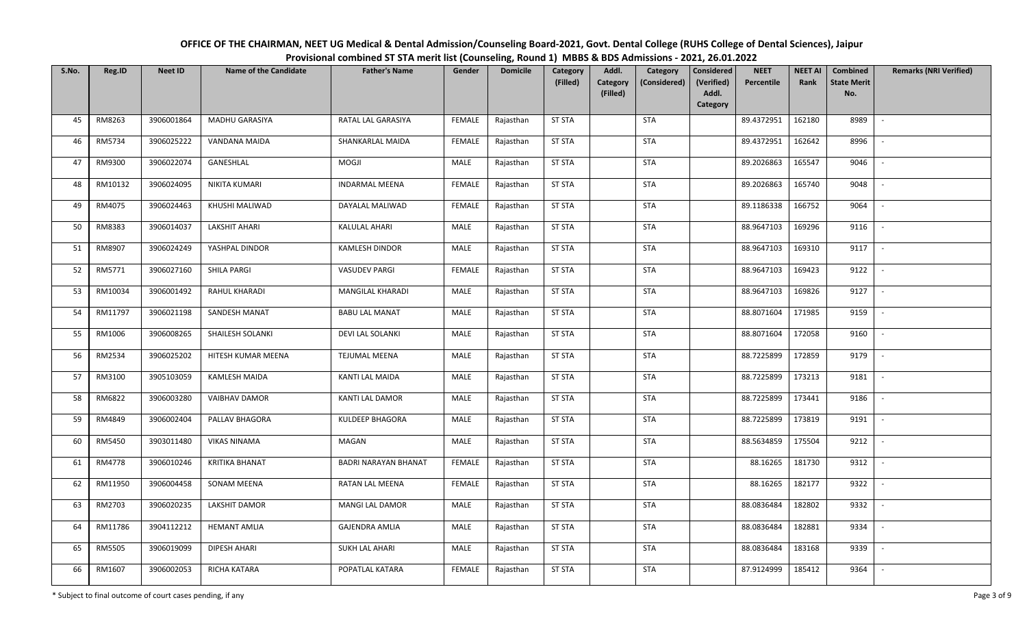**OFFICE OF THE CHAIRMAN, NEET UG Medical & Dental Admission/Counseling Board-2021, Govt. Dental College (RUHS College of Dental Sciences), Jaipur**

**Provisional combined ST STA merit list (Counseling, Round 1) MBBS & BDS Admissions - 2021, 26.01.2022**

| S.No. | Reg.ID | Neet ID | Name of the Candidate | Father's Name | Gender | Domicile | Category (Filled) | Addl. Category (Filled) | Category (Considered) | Considered (Verified) Addl. Category | NEET Percentile | NEET AI Rank | Combined State Merit No. | Remarks (NRI Verified) |
|---|---|---|---|---|---|---|---|---|---|---|---|---|---|---|
| 45 | RM8263 | 3906001864 | MADHU GARASIYA | RATAL LAL GARASIYA | FEMALE | Rajasthan | ST STA | | STA | | 89.4372951 | 162180 | 8989 | - |
| 46 | RM5734 | 3906025222 | VANDANA MAIDA | SHANKARLAL MAIDA | FEMALE | Rajasthan | ST STA | | STA | | 89.4372951 | 162642 | 8996 | - |
| 47 | RM9300 | 3906022074 | GANESHLAL | MOGJI | MALE | Rajasthan | ST STA | | STA | | 89.2026863 | 165547 | 9046 | - |
| 48 | RM10132 | 3906024095 | NIKITA KUMARI | INDARMAL MEENA | FEMALE | Rajasthan | ST STA | | STA | | 89.2026863 | 165740 | 9048 | - |
| 49 | RM4075 | 3906024463 | KHUSHI MALIWAD | DAYALAL MALIWAD | FEMALE | Rajasthan | ST STA | | STA | | 89.1186338 | 166752 | 9064 | - |
| 50 | RM8383 | 3906014037 | LAKSHIT AHARI | KALULAL AHARI | MALE | Rajasthan | ST STA | | STA | | 88.9647103 | 169296 | 9116 | - |
| 51 | RM8907 | 3906024249 | YASHPAL DINDOR | KAMLESH DINDOR | MALE | Rajasthan | ST STA | | STA | | 88.9647103 | 169310 | 9117 | - |
| 52 | RM5771 | 3906027160 | SHILA PARGI | VASUDEV PARGI | FEMALE | Rajasthan | ST STA | | STA | | 88.9647103 | 169423 | 9122 | - |
| 53 | RM10034 | 3906001492 | RAHUL KHARADI | MANGILAL KHARADI | MALE | Rajasthan | ST STA | | STA | | 88.9647103 | 169826 | 9127 | - |
| 54 | RM11797 | 3906021198 | SANDESH MANAT | BABU LAL MANAT | MALE | Rajasthan | ST STA | | STA | | 88.8071604 | 171985 | 9159 | - |
| 55 | RM1006 | 3906008265 | SHAILESH SOLANKI | DEVI LAL SOLANKI | MALE | Rajasthan | ST STA | | STA | | 88.8071604 | 172058 | 9160 | - |
| 56 | RM2534 | 3906025202 | HITESH KUMAR MEENA | TEJUMAL MEENA | MALE | Rajasthan | ST STA | | STA | | 88.7225899 | 172859 | 9179 | - |
| 57 | RM3100 | 3905103059 | KAMLESH MAIDA | KANTI LAL MAIDA | MALE | Rajasthan | ST STA | | STA | | 88.7225899 | 173213 | 9181 | - |
| 58 | RM6822 | 3906003280 | VAIBHAV DAMOR | KANTI LAL DAMOR | MALE | Rajasthan | ST STA | | STA | | 88.7225899 | 173441 | 9186 | - |
| 59 | RM4849 | 3906002404 | PALLAV BHAGORA | KULDEEP BHAGORA | MALE | Rajasthan | ST STA | | STA | | 88.7225899 | 173819 | 9191 | - |
| 60 | RM5450 | 3903011480 | VIKAS NINAMA | MAGAN | MALE | Rajasthan | ST STA | | STA | | 88.5634859 | 175504 | 9212 | - |
| 61 | RM4778 | 3906010246 | KRITIKA BHANAT | BADRI NARAYAN BHANAT | FEMALE | Rajasthan | ST STA | | STA | | 88.16265 | 181730 | 9312 | - |
| 62 | RM11950 | 3906004458 | SONAM MEENA | RATAN LAL MEENA | FEMALE | Rajasthan | ST STA | | STA | | 88.16265 | 182177 | 9322 | - |
| 63 | RM2703 | 3906020235 | LAKSHIT DAMOR | MANGI LAL DAMOR | MALE | Rajasthan | ST STA | | STA | | 88.0836484 | 182802 | 9332 | - |
| 64 | RM11786 | 3904112212 | HEMANT AMLIA | GAJENDRA AMLIA | MALE | Rajasthan | ST STA | | STA | | 88.0836484 | 182881 | 9334 | - |
| 65 | RM5505 | 3906019099 | DIPESH AHARI | SUKH LAL AHARI | MALE | Rajasthan | ST STA | | STA | | 88.0836484 | 183168 | 9339 | - |
| 66 | RM1607 | 3906002053 | RICHA KATARA | POPATLAL KATARA | FEMALE | Rajasthan | ST STA | | STA | | 87.9124999 | 185412 | 9364 | - |

\* Subject to final outcome of court cases pending, if any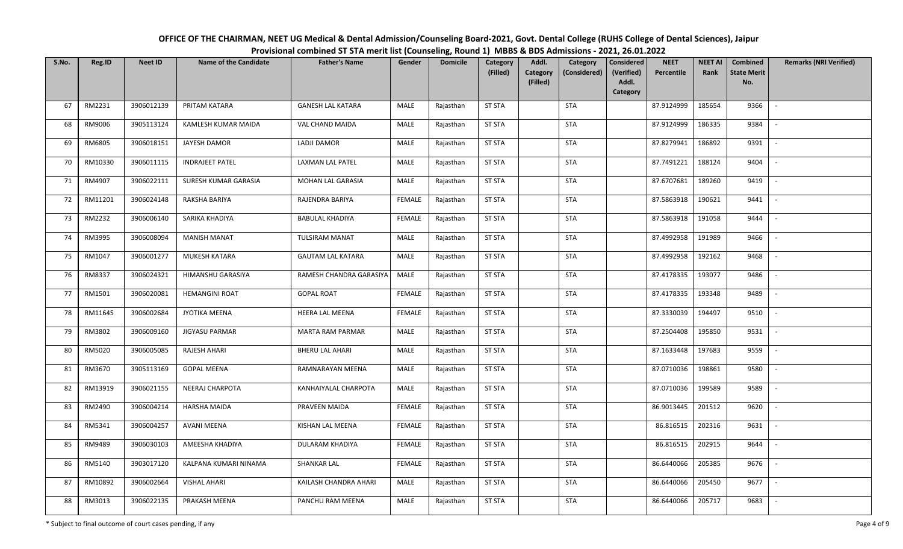**OFFICE OF THE CHAIRMAN, NEET UG Medical & Dental Admission/Counseling Board-2021, Govt. Dental College (RUHS College of Dental Sciences), Jaipur**

**Provisional combined ST STA merit list (Counseling, Round 1) MBBS & BDS Admissions - 2021, 26.01.2022**

| S.No. | Reg.ID | Neet ID | Name of the Candidate | Father's Name | Gender | Domicile | Category (Filled) | Addl. Category (Filled) | Category (Considered) | Considered (Verified) Addl. Category | NEET Percentile | NEET AI Rank | Combined State Merit No. | Remarks (NRI Verified) |
|---|---|---|---|---|---|---|---|---|---|---|---|---|---|---|
| 67 | RM2231 | 3906012139 | PRITAM KATARA | GANESH LAL KATARA | MALE | Rajasthan | ST STA | | STA | | 87.9124999 | 185654 | 9366 | - |
| 68 | RM9006 | 3905113124 | KAMLESH KUMAR MAIDA | VAL CHAND MAIDA | MALE | Rajasthan | ST STA | | STA | | 87.9124999 | 186335 | 9384 | - |
| 69 | RM6805 | 3906018151 | JAYESH DAMOR | LADJI DAMOR | MALE | Rajasthan | ST STA | | STA | | 87.8279941 | 186892 | 9391 | - |
| 70 | RM10330 | 3906011115 | INDRAJEET PATEL | LAXMAN LAL PATEL | MALE | Rajasthan | ST STA | | STA | | 87.7491221 | 188124 | 9404 | - |
| 71 | RM4907 | 3906022111 | SURESH KUMAR GARASIA | MOHAN LAL GARASIA | MALE | Rajasthan | ST STA | | STA | | 87.6707681 | 189260 | 9419 | - |
| 72 | RM11201 | 3906024148 | RAKSHA BARIYA | RAJENDRA BARIYA | FEMALE | Rajasthan | ST STA | | STA | | 87.5863918 | 190621 | 9441 | - |
| 73 | RM2232 | 3906006140 | SARIKA KHADIYA | BABULAL KHADIYA | FEMALE | Rajasthan | ST STA | | STA | | 87.5863918 | 191058 | 9444 | - |
| 74 | RM3995 | 3906008094 | MANISH MANAT | TULSIRAM MANAT | MALE | Rajasthan | ST STA | | STA | | 87.4992958 | 191989 | 9466 | - |
| 75 | RM1047 | 3906001277 | MUKESH KATARA | GAUTAM LAL KATARA | MALE | Rajasthan | ST STA | | STA | | 87.4992958 | 192162 | 9468 | - |
| 76 | RM8337 | 3906024321 | HIMANSHU GARASIYA | RAMESH CHANDRA GARASIYA | MALE | Rajasthan | ST STA | | STA | | 87.4178335 | 193077 | 9486 | - |
| 77 | RM1501 | 3906020081 | HEMANGINI ROAT | GOPAL ROAT | FEMALE | Rajasthan | ST STA | | STA | | 87.4178335 | 193348 | 9489 | - |
| 78 | RM11645 | 3906002684 | JYOTIKA MEENA | HEERA LAL MEENA | FEMALE | Rajasthan | ST STA | | STA | | 87.3330039 | 194497 | 9510 | - |
| 79 | RM3802 | 3906009160 | JIGYASU PARMAR | MARTA RAM PARMAR | MALE | Rajasthan | ST STA | | STA | | 87.2504408 | 195850 | 9531 | - |
| 80 | RM5020 | 3906005085 | RAJESH AHARI | BHERU LAL AHARI | MALE | Rajasthan | ST STA | | STA | | 87.1633448 | 197683 | 9559 | - |
| 81 | RM3670 | 3905113169 | GOPAL MEENA | RAMNARAYAN MEENA | MALE | Rajasthan | ST STA | | STA | | 87.0710036 | 198861 | 9580 | - |
| 82 | RM13919 | 3906021155 | NEERAJ CHARPOTA | KANHAIYALAL CHARPOTA | MALE | Rajasthan | ST STA | | STA | | 87.0710036 | 199589 | 9589 | - |
| 83 | RM2490 | 3906004214 | HARSHA MAIDA | PRAVEEN MAIDA | FEMALE | Rajasthan | ST STA | | STA | | 86.9013445 | 201512 | 9620 | - |
| 84 | RM5341 | 3906004257 | AVANI MEENA | KISHAN LAL MEENA | FEMALE | Rajasthan | ST STA | | STA | | 86.816515 | 202316 | 9631 | - |
| 85 | RM9489 | 3906030103 | AMEESHA KHADIYA | DULARAM KHADIYA | FEMALE | Rajasthan | ST STA | | STA | | 86.816515 | 202915 | 9644 | - |
| 86 | RM5140 | 3903017120 | KALPANA KUMARI NINAMA | SHANKAR LAL | FEMALE | Rajasthan | ST STA | | STA | | 86.6440066 | 205385 | 9676 | - |
| 87 | RM10892 | 3906002664 | VISHAL AHARI | KAILASH CHANDRA AHARI | MALE | Rajasthan | ST STA | | STA | | 86.6440066 | 205450 | 9677 | - |
| 88 | RM3013 | 3906022135 | PRAKASH MEENA | PANCHU RAM MEENA | MALE | Rajasthan | ST STA | | STA | | 86.6440066 | 205717 | 9683 | - |

\* Subject to final outcome of court cases pending, if any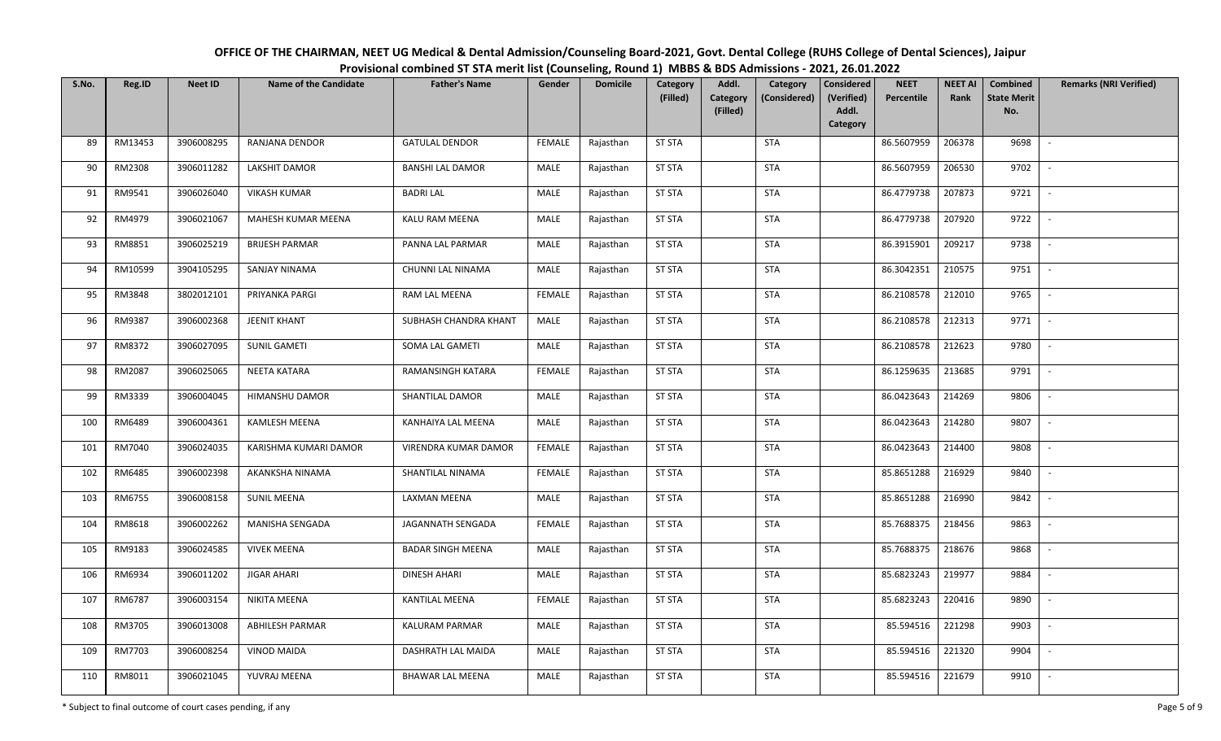# OFFICE OF THE CHAIRMAN, NEET UG Medical & Dental Admission/Counseling Board-2021, Govt. Dental College (RUHS College of Dental Sciences), Jaipur

## Provisional combined ST STA merit list (Counseling, Round 1) MBBS & BDS Admissions - 2021, 26.01.2022

| S.No. | Reg.ID | Neet ID | Name of the Candidate | Father's Name | Gender | Domicile | Category (Filled) | Addl. Category (Filled) | Category (Considered) | Considered (Verified) Addl. Category | NEET Percentile | NEET AI Rank | Combined State Merit No. | Remarks (NRI Verified) |
|---|---|---|---|---|---|---|---|---|---|---|---|---|---|---|
| 89 | RM13453 | 3906008295 | RANJANA DENDOR | GATULAL DENDOR | FEMALE | Rajasthan | ST STA | | STA | | 86.5607959 | 206378 | 9698 | - |
| 90 | RM2308 | 3906011282 | LAKSHIT DAMOR | BANSHI LAL DAMOR | MALE | Rajasthan | ST STA | | STA | | 86.5607959 | 206530 | 9702 | - |
| 91 | RM9541 | 3906026040 | VIKASH KUMAR | BADRI LAL | MALE | Rajasthan | ST STA | | STA | | 86.4779738 | 207873 | 9721 | - |
| 92 | RM4979 | 3906021067 | MAHESH KUMAR MEENA | KALU RAM MEENA | MALE | Rajasthan | ST STA | | STA | | 86.4779738 | 207920 | 9722 | - |
| 93 | RM8851 | 3906025219 | BRIJESH PARMAR | PANNA LAL PARMAR | MALE | Rajasthan | ST STA | | STA | | 86.3915901 | 209217 | 9738 | - |
| 94 | RM10599 | 3904105295 | SANJAY NINAMA | CHUNNI LAL NINAMA | MALE | Rajasthan | ST STA | | STA | | 86.3042351 | 210575 | 9751 | - |
| 95 | RM3848 | 3802012101 | PRIYANKA PARGI | RAM LAL MEENA | FEMALE | Rajasthan | ST STA | | STA | | 86.2108578 | 212010 | 9765 | - |
| 96 | RM9387 | 3906002368 | JEENIT KHANT | SUBHASH CHANDRA KHANT | MALE | Rajasthan | ST STA | | STA | | 86.2108578 | 212313 | 9771 | - |
| 97 | RM8372 | 3906027095 | SUNIL GAMETI | SOMA LAL GAMETI | MALE | Rajasthan | ST STA | | STA | | 86.2108578 | 212623 | 9780 | - |
| 98 | RM2087 | 3906025065 | NEETA KATARA | RAMANSINGH KATARA | FEMALE | Rajasthan | ST STA | | STA | | 86.1259635 | 213685 | 9791 | - |
| 99 | RM3339 | 3906004045 | HIMANSHU DAMOR | SHANTILAL DAMOR | MALE | Rajasthan | ST STA | | STA | | 86.0423643 | 214269 | 9806 | - |
| 100 | RM6489 | 3906004361 | KAMLESH MEENA | KANHAIYA LAL MEENA | MALE | Rajasthan | ST STA | | STA | | 86.0423643 | 214280 | 9807 | - |
| 101 | RM7040 | 3906024035 | KARISHMA KUMARI DAMOR | VIRENDRA KUMAR DAMOR | FEMALE | Rajasthan | ST STA | | STA | | 86.0423643 | 214400 | 9808 | - |
| 102 | RM6485 | 3906002398 | AKANKSHA NINAMA | SHANTILAL NINAMA | FEMALE | Rajasthan | ST STA | | STA | | 85.8651288 | 216929 | 9840 | - |
| 103 | RM6755 | 3906008158 | SUNIL MEENA | LAXMAN MEENA | MALE | Rajasthan | ST STA | | STA | | 85.8651288 | 216990 | 9842 | - |
| 104 | RM8618 | 3906002262 | MANISHA SENGADA | JAGANNATH SENGADA | FEMALE | Rajasthan | ST STA | | STA | | 85.7688375 | 218456 | 9863 | - |
| 105 | RM9183 | 3906024585 | VIVEK MEENA | BADAR SINGH MEENA | MALE | Rajasthan | ST STA | | STA | | 85.7688375 | 218676 | 9868 | - |
| 106 | RM6934 | 3906011202 | JIGAR AHARI | DINESH AHARI | MALE | Rajasthan | ST STA | | STA | | 85.6823243 | 219977 | 9884 | - |
| 107 | RM6787 | 3906003154 | NIKITA MEENA | KANTILAL MEENA | FEMALE | Rajasthan | ST STA | | STA | | 85.6823243 | 220416 | 9890 | - |
| 108 | RM3705 | 3906013008 | ABHILESH PARMAR | KALURAM PARMAR | MALE | Rajasthan | ST STA | | STA | | 85.594516 | 221298 | 9903 | - |
| 109 | RM7703 | 3906008254 | VINOD MAIDA | DASHRATH LAL MAIDA | MALE | Rajasthan | ST STA | | STA | | 85.594516 | 221320 | 9904 | - |
| 110 | RM8011 | 3906021045 | YUVRAJ MEENA | BHAWAR LAL MEENA | MALE | Rajasthan | ST STA | | STA | | 85.594516 | 221679 | 9910 | - |

\* Subject to final outcome of court cases pending, if any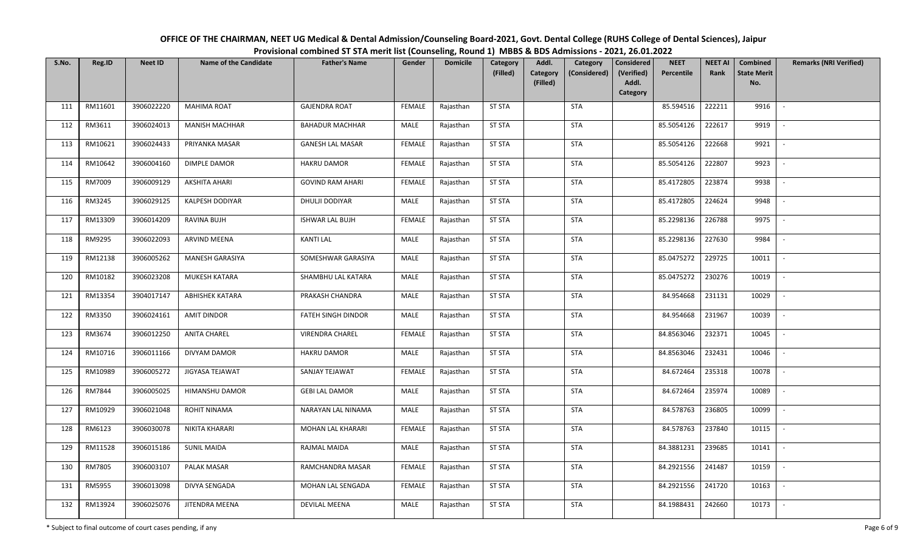**OFFICE OF THE CHAIRMAN, NEET UG Medical & Dental Admission/Counseling Board-2021, Govt. Dental College (RUHS College of Dental Sciences), Jaipur**

**Provisional combined ST STA merit list (Counseling, Round 1) MBBS & BDS Admissions - 2021, 26.01.2022**

| S.No. | Reg.ID | Neet ID | Name of the Candidate | Father's Name | Gender | Domicile | Category (Filled) | Addl. Category (Filled) | Category (Considered) | Considered (Verified) Addl. Category | NEET Percentile | NEET AI Rank | Combined State Merit No. | Remarks (NRI Verified) |
|---|---|---|---|---|---|---|---|---|---|---|---|---|---|---|
| 111 | RM11601 | 3906022220 | MAHIMA ROAT | GAJENDRA ROAT | FEMALE | Rajasthan | ST STA | | STA | | 85.594516 | 222211 | 9916 | - |
| 112 | RM3611 | 3906024013 | MANISH MACHHAR | BAHADUR MACHHAR | MALE | Rajasthan | ST STA | | STA | | 85.5054126 | 222617 | 9919 | - |
| 113 | RM10621 | 3906024433 | PRIYANKA MASAR | GANESH LAL MASAR | FEMALE | Rajasthan | ST STA | | STA | | 85.5054126 | 222668 | 9921 | - |
| 114 | RM10642 | 3906004160 | DIMPLE DAMOR | HAKRU DAMOR | FEMALE | Rajasthan | ST STA | | STA | | 85.5054126 | 222807 | 9923 | - |
| 115 | RM7009 | 3906009129 | AKSHITA AHARI | GOVIND RAM AHARI | FEMALE | Rajasthan | ST STA | | STA | | 85.4172805 | 223874 | 9938 | - |
| 116 | RM3245 | 3906029125 | KALPESH DODIYAR | DHULJI DODIYAR | MALE | Rajasthan | ST STA | | STA | | 85.4172805 | 224624 | 9948 | - |
| 117 | RM13309 | 3906014209 | RAVINA BUJH | ISHWAR LAL BUJH | FEMALE | Rajasthan | ST STA | | STA | | 85.2298136 | 226788 | 9975 | - |
| 118 | RM9295 | 3906022093 | ARVIND MEENA | KANTI LAL | MALE | Rajasthan | ST STA | | STA | | 85.2298136 | 227630 | 9984 | - |
| 119 | RM12138 | 3906005262 | MANESH GARASIYA | SOMESHWAR GARASIYA | MALE | Rajasthan | ST STA | | STA | | 85.0475272 | 229725 | 10011 | - |
| 120 | RM10182 | 3906023208 | MUKESH KATARA | SHAMBHU LAL KATARA | MALE | Rajasthan | ST STA | | STA | | 85.0475272 | 230276 | 10019 | - |
| 121 | RM13354 | 3904017147 | ABHISHEK KATARA | PRAKASH CHANDRA | MALE | Rajasthan | ST STA | | STA | | 84.954668 | 231131 | 10029 | - |
| 122 | RM3350 | 3906024161 | AMIT DINDOR | FATEH SINGH DINDOR | MALE | Rajasthan | ST STA | | STA | | 84.954668 | 231967 | 10039 | - |
| 123 | RM3674 | 3906012250 | ANITA CHAREL | VIRENDRA CHAREL | FEMALE | Rajasthan | ST STA | | STA | | 84.8563046 | 232371 | 10045 | - |
| 124 | RM10716 | 3906011166 | DIVYAM DAMOR | HAKRU DAMOR | MALE | Rajasthan | ST STA | | STA | | 84.8563046 | 232431 | 10046 | - |
| 125 | RM10989 | 3906005272 | JIGYASA TEJAWAT | SANJAY TEJAWAT | FEMALE | Rajasthan | ST STA | | STA | | 84.672464 | 235318 | 10078 | - |
| 126 | RM7844 | 3906005025 | HIMANSHU DAMOR | GEBI LAL DAMOR | MALE | Rajasthan | ST STA | | STA | | 84.672464 | 235974 | 10089 | - |
| 127 | RM10929 | 3906021048 | ROHIT NINAMA | NARAYAN LAL NINAMA | MALE | Rajasthan | ST STA | | STA | | 84.578763 | 236805 | 10099 | - |
| 128 | RM6123 | 3906030078 | NIKITA KHARARI | MOHAN LAL KHARARI | FEMALE | Rajasthan | ST STA | | STA | | 84.578763 | 237840 | 10115 | - |
| 129 | RM11528 | 3906015186 | SUNIL MAIDA | RAJMAL MAIDA | MALE | Rajasthan | ST STA | | STA | | 84.3881231 | 239685 | 10141 | - |
| 130 | RM7805 | 3906003107 | PALAK MASAR | RAMCHANDRA MASAR | FEMALE | Rajasthan | ST STA | | STA | | 84.2921556 | 241487 | 10159 | - |
| 131 | RM5955 | 3906013098 | DIVYA SENGADA | MOHAN LAL SENGADA | FEMALE | Rajasthan | ST STA | | STA | | 84.2921556 | 241720 | 10163 | - |
| 132 | RM13924 | 3906025076 | JITENDRA MEENA | DEVILAL MEENA | MALE | Rajasthan | ST STA | | STA | | 84.1988431 | 242660 | 10173 | - |

\* Subject to final outcome of court cases pending, if any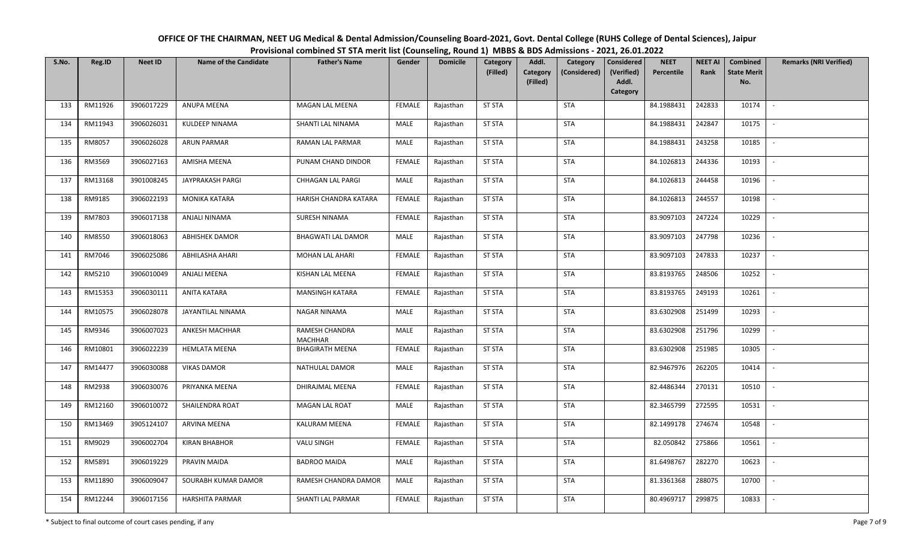**OFFICE OF THE CHAIRMAN, NEET UG Medical & Dental Admission/Counseling Board-2021, Govt. Dental College (RUHS College of Dental Sciences), Jaipur**
**Provisional combined ST STA merit list (Counseling, Round 1) MBBS & BDS Admissions - 2021, 26.01.2022**

| S.No. | Reg.ID | Neet ID | Name of the Candidate | Father's Name | Gender | Domicile | Category (Filled) | Addl. Category (Filled) | Category (Considered) | Considered (Verified) Addl. Category | NEET Percentile | NEET AI Rank | Combined State Merit No. | Remarks (NRI Verified) |
|---|---|---|---|---|---|---|---|---|---|---|---|---|---|---|
| 133 | RM11926 | 3906017229 | ANUPA MEENA | MAGAN LAL MEENA | FEMALE | Rajasthan | ST STA | | STA | | 84.1988431 | 242833 | 10174 | - |
| 134 | RM11943 | 3906026031 | KULDEEP NINAMA | SHANTI LAL NINAMA | MALE | Rajasthan | ST STA | | STA | | 84.1988431 | 242847 | 10175 | - |
| 135 | RM8057 | 3906026028 | ARUN PARMAR | RAMAN LAL PARMAR | MALE | Rajasthan | ST STA | | STA | | 84.1988431 | 243258 | 10185 | - |
| 136 | RM3569 | 3906027163 | AMISHA MEENA | PUNAM CHAND DINDOR | FEMALE | Rajasthan | ST STA | | STA | | 84.1026813 | 244336 | 10193 | - |
| 137 | RM13168 | 3901008245 | JAYPRAKASH PARGI | CHHAGAN LAL PARGI | MALE | Rajasthan | ST STA | | STA | | 84.1026813 | 244458 | 10196 | - |
| 138 | RM9185 | 3906022193 | MONIKA KATARA | HARISH CHANDRA KATARA | FEMALE | Rajasthan | ST STA | | STA | | 84.1026813 | 244557 | 10198 | - |
| 139 | RM7803 | 3906017138 | ANJALI NINAMA | SURESH NINAMA | FEMALE | Rajasthan | ST STA | | STA | | 83.9097103 | 247224 | 10229 | - |
| 140 | RM8550 | 3906018063 | ABHISHEK DAMOR | BHAGWATI LAL DAMOR | MALE | Rajasthan | ST STA | | STA | | 83.9097103 | 247798 | 10236 | - |
| 141 | RM7046 | 3906025086 | ABHILASHA AHARI | MOHAN LAL AHARI | FEMALE | Rajasthan | ST STA | | STA | | 83.9097103 | 247833 | 10237 | - |
| 142 | RM5210 | 3906010049 | ANJALI MEENA | KISHAN LAL MEENA | FEMALE | Rajasthan | ST STA | | STA | | 83.8193765 | 248506 | 10252 | - |
| 143 | RM15353 | 3906030111 | ANITA KATARA | MANSINGH KATARA | FEMALE | Rajasthan | ST STA | | STA | | 83.8193765 | 249193 | 10261 | - |
| 144 | RM10575 | 3906028078 | JAYANTILAL NINAMA | NAGAR NINAMA | MALE | Rajasthan | ST STA | | STA | | 83.6302908 | 251499 | 10293 | - |
| 145 | RM9346 | 3906007023 | ANKESH MACHHAR | RAMESH CHANDRA MACHHAR | MALE | Rajasthan | ST STA | | STA | | 83.6302908 | 251796 | 10299 | - |
| 146 | RM10801 | 3906022239 | HEMLATA MEENA | BHAGIRATH MEENA | FEMALE | Rajasthan | ST STA | | STA | | 83.6302908 | 251985 | 10305 | - |
| 147 | RM14477 | 3906030088 | VIKAS DAMOR | NATHULAL DAMOR | MALE | Rajasthan | ST STA | | STA | | 82.9467976 | 262205 | 10414 | - |
| 148 | RM2938 | 3906030076 | PRIYANKA MEENA | DHIRAJMAL MEENA | FEMALE | Rajasthan | ST STA | | STA | | 82.4486344 | 270131 | 10510 | - |
| 149 | RM12160 | 3906010072 | SHAILENDRA ROAT | MAGAN LAL ROAT | MALE | Rajasthan | ST STA | | STA | | 82.3465799 | 272595 | 10531 | - |
| 150 | RM13469 | 3905124107 | ARVINA MEENA | KALURAM MEENA | FEMALE | Rajasthan | ST STA | | STA | | 82.1499178 | 274674 | 10548 | - |
| 151 | RM9029 | 3906002704 | KIRAN BHABHOR | VALU SINGH | FEMALE | Rajasthan | ST STA | | STA | | 82.050842 | 275866 | 10561 | - |
| 152 | RM5891 | 3906019229 | PRAVIN MAIDA | BADROO MAIDA | MALE | Rajasthan | ST STA | | STA | | 81.6498767 | 282270 | 10623 | - |
| 153 | RM11890 | 3906009047 | SOURABH KUMAR DAMOR | RAMESH CHANDRA DAMOR | MALE | Rajasthan | ST STA | | STA | | 81.3361368 | 288075 | 10700 | - |
| 154 | RM12244 | 3906017156 | HARSHITA PARMAR | SHANTI LAL PARMAR | FEMALE | Rajasthan | ST STA | | STA | | 80.4969717 | 299875 | 10833 | - |

\* Subject to final outcome of court cases pending, if any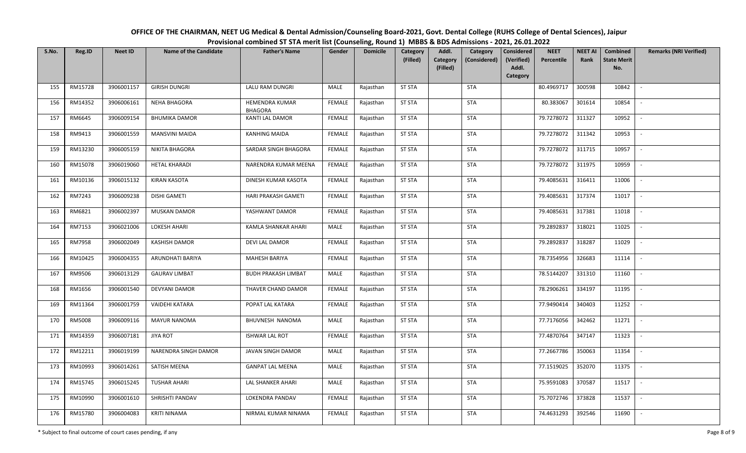# OFFICE OF THE CHAIRMAN, NEET UG Medical & Dental Admission/Counseling Board-2021, Govt. Dental College (RUHS College of Dental Sciences), Jaipur

## Provisional combined ST STA merit list (Counseling, Round 1) MBBS & BDS Admissions - 2021, 26.01.2022

| S.No. | Reg.ID | Neet ID | Name of the Candidate | Father's Name | Gender | Domicile | Category (Filled) | Addl. Category (Filled) | Category (Considered) | Considered (Verified) Addl. Category | NEET Percentile | NEET AI Rank | Combined State Merit No. | Remarks (NRI Verified) |
|---|---|---|---|---|---|---|---|---|---|---|---|---|---|---|
| 155 | RM15728 | 3906001157 | GIRISH DUNGRI | LALU RAM DUNGRI | MALE | Rajasthan | ST STA | | STA | | 80.4969717 | 300598 | 10842 | - |
| 156 | RM14352 | 3906006161 | NEHA BHAGORA | HEMENDRA KUMAR BHAGORA | FEMALE | Rajasthan | ST STA | | STA | | 80.383067 | 301614 | 10854 | - |
| 157 | RM6645 | 3906009154 | BHUMIKA DAMOR | KANTI LAL DAMOR | FEMALE | Rajasthan | ST STA | | STA | | 79.7278072 | 311327 | 10952 | - |
| 158 | RM9413 | 3906001559 | MANSVINI MAIDA | KANHING MAIDA | FEMALE | Rajasthan | ST STA | | STA | | 79.7278072 | 311342 | 10953 | - |
| 159 | RM13230 | 3906005159 | NIKITA BHAGORA | SARDAR SINGH BHAGORA | FEMALE | Rajasthan | ST STA | | STA | | 79.7278072 | 311715 | 10957 | - |
| 160 | RM15078 | 3906019060 | HETAL KHARADI | NARENDRA KUMAR MEENA | FEMALE | Rajasthan | ST STA | | STA | | 79.7278072 | 311975 | 10959 | - |
| 161 | RM10136 | 3906015132 | KIRAN KASOTA | DINESH KUMAR KASOTA | FEMALE | Rajasthan | ST STA | | STA | | 79.4085631 | 316411 | 11006 | - |
| 162 | RM7243 | 3906009238 | DISHI GAMETI | HARI PRAKASH GAMETI | FEMALE | Rajasthan | ST STA | | STA | | 79.4085631 | 317374 | 11017 | - |
| 163 | RM6821 | 3906002397 | MUSKAN DAMOR | YASHWANT DAMOR | FEMALE | Rajasthan | ST STA | | STA | | 79.4085631 | 317381 | 11018 | - |
| 164 | RM7153 | 3906021006 | LOKESH AHARI | KAMLA SHANKAR AHARI | MALE | Rajasthan | ST STA | | STA | | 79.2892837 | 318021 | 11025 | - |
| 165 | RM7958 | 3906002049 | KASHISH DAMOR | DEVI LAL DAMOR | FEMALE | Rajasthan | ST STA | | STA | | 79.2892837 | 318287 | 11029 | - |
| 166 | RM10425 | 3906004355 | ARUNDHATI BARIYA | MAHESH BARIYA | FEMALE | Rajasthan | ST STA | | STA | | 78.7354956 | 326683 | 11114 | - |
| 167 | RM9506 | 3906013129 | GAURAV LIMBAT | BUDH PRAKASH LIMBAT | MALE | Rajasthan | ST STA | | STA | | 78.5144207 | 331310 | 11160 | - |
| 168 | RM1656 | 3906001540 | DEVYANI DAMOR | THAVER CHAND DAMOR | FEMALE | Rajasthan | ST STA | | STA | | 78.2906261 | 334197 | 11195 | - |
| 169 | RM11364 | 3906001759 | VAIDEHI KATARA | POPAT LAL KATARA | FEMALE | Rajasthan | ST STA | | STA | | 77.9490414 | 340403 | 11252 | - |
| 170 | RM5008 | 3906009116 | MAYUR NANOMA | BHUVNESH NANOMA | MALE | Rajasthan | ST STA | | STA | | 77.7176056 | 342462 | 11271 | - |
| 171 | RM14359 | 3906007181 | JIYA ROT | ISHWAR LAL ROT | FEMALE | Rajasthan | ST STA | | STA | | 77.4870764 | 347147 | 11323 | - |
| 172 | RM12211 | 3906019199 | NARENDRA SINGH DAMOR | JAVAN SINGH DAMOR | MALE | Rajasthan | ST STA | | STA | | 77.2667786 | 350063 | 11354 | - |
| 173 | RM10993 | 3906014261 | SATISH MEENA | GANPAT LAL MEENA | MALE | Rajasthan | ST STA | | STA | | 77.1519025 | 352070 | 11375 | - |
| 174 | RM15745 | 3906015245 | TUSHAR AHARI | LAL SHANKER AHARI | MALE | Rajasthan | ST STA | | STA | | 75.9591083 | 370587 | 11517 | - |
| 175 | RM10990 | 3906001610 | SHRISHTI PANDAV | LOKENDRA PANDAV | FEMALE | Rajasthan | ST STA | | STA | | 75.7072746 | 373828 | 11537 | - |
| 176 | RM15780 | 3906004083 | KRITI NINAMA | NIRMAL KUMAR NINAMA | FEMALE | Rajasthan | ST STA | | STA | | 74.4631293 | 392546 | 11690 | - |

* Subject to final outcome of court cases pending, if any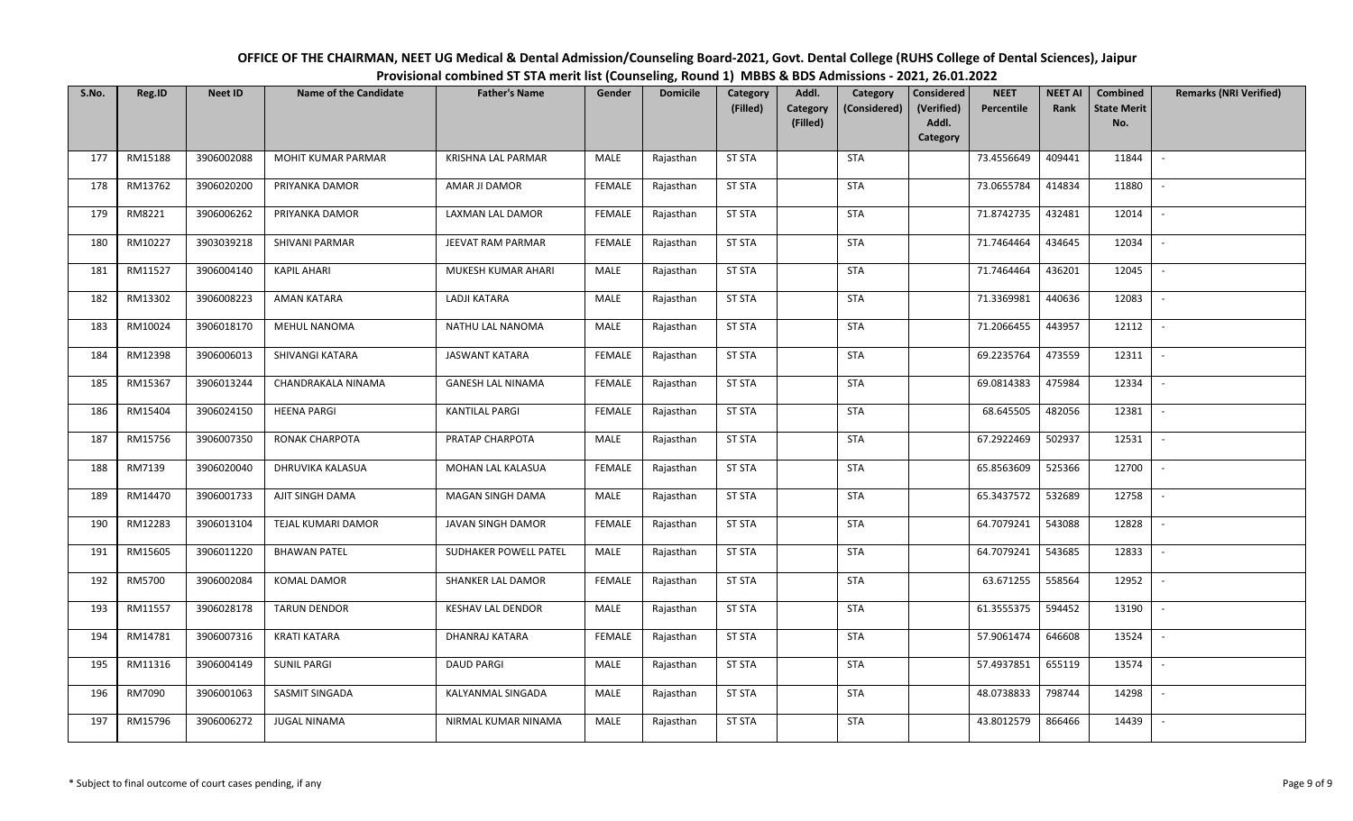**OFFICE OF THE CHAIRMAN, NEET UG Medical & Dental Admission/Counseling Board-2021, Govt. Dental College (RUHS College of Dental Sciences), Jaipur**
**Provisional combined ST STA merit list (Counseling, Round 1) MBBS & BDS Admissions - 2021, 26.01.2022**

| S.No. | Reg.ID | Neet ID | Name of the Candidate | Father's Name | Gender | Domicile | Category (Filled) | Addl. Category (Filled) | Category (Considered) | Considered (Verified) Addl. Category | NEET Percentile | NEET AI Rank | Combined State Merit No. | Remarks (NRI Verified) |
|---|---|---|---|---|---|---|---|---|---|---|---|---|---|---|
| 177 | RM15188 | 3906002088 | MOHIT KUMAR PARMAR | KRISHNA LAL PARMAR | MALE | Rajasthan | ST STA | | STA | | 73.4556649 | 409441 | 11844 | - |
| 178 | RM13762 | 3906020200 | PRIYANKA DAMOR | AMAR JI DAMOR | FEMALE | Rajasthan | ST STA | | STA | | 73.0655784 | 414834 | 11880 | - |
| 179 | RM8221 | 3906006262 | PRIYANKA DAMOR | LAXMAN LAL DAMOR | FEMALE | Rajasthan | ST STA | | STA | | 71.8742735 | 432481 | 12014 | - |
| 180 | RM10227 | 3903039218 | SHIVANI PARMAR | JEEVAT RAM PARMAR | FEMALE | Rajasthan | ST STA | | STA | | 71.7464464 | 434645 | 12034 | - |
| 181 | RM11527 | 3906004140 | KAPIL AHARI | MUKESH KUMAR AHARI | MALE | Rajasthan | ST STA | | STA | | 71.7464464 | 436201 | 12045 | - |
| 182 | RM13302 | 3906008223 | AMAN KATARA | LADJI KATARA | MALE | Rajasthan | ST STA | | STA | | 71.3369981 | 440636 | 12083 | - |
| 183 | RM10024 | 3906018170 | MEHUL NANOMA | NATHU LAL NANOMA | MALE | Rajasthan | ST STA | | STA | | 71.2066455 | 443957 | 12112 | - |
| 184 | RM12398 | 3906006013 | SHIVANGI KATARA | JASWANT KATARA | FEMALE | Rajasthan | ST STA | | STA | | 69.2235764 | 473559 | 12311 | - |
| 185 | RM15367 | 3906013244 | CHANDRAKALA NINAMA | GANESH LAL NINAMA | FEMALE | Rajasthan | ST STA | | STA | | 69.0814383 | 475984 | 12334 | - |
| 186 | RM15404 | 3906024150 | HEENA PARGI | KANTILAL PARGI | FEMALE | Rajasthan | ST STA | | STA | | 68.645505 | 482056 | 12381 | - |
| 187 | RM15756 | 3906007350 | RONAK CHARPOTA | PRATAP CHARPOTA | MALE | Rajasthan | ST STA | | STA | | 67.2922469 | 502937 | 12531 | - |
| 188 | RM7139 | 3906020040 | DHRUVIKA KALASUA | MOHAN LAL KALASUA | FEMALE | Rajasthan | ST STA | | STA | | 65.8563609 | 525366 | 12700 | - |
| 189 | RM14470 | 3906001733 | AJIT SINGH DAMA | MAGAN SINGH DAMA | MALE | Rajasthan | ST STA | | STA | | 65.3437572 | 532689 | 12758 | - |
| 190 | RM12283 | 3906013104 | TEJAL KUMARI DAMOR | JAVAN SINGH DAMOR | FEMALE | Rajasthan | ST STA | | STA | | 64.7079241 | 543088 | 12828 | - |
| 191 | RM15605 | 3906011220 | BHAWAN PATEL | SUDHAKER POWELL PATEL | MALE | Rajasthan | ST STA | | STA | | 64.7079241 | 543685 | 12833 | - |
| 192 | RM5700 | 3906002084 | KOMAL DAMOR | SHANKER LAL DAMOR | FEMALE | Rajasthan | ST STA | | STA | | 63.671255 | 558564 | 12952 | - |
| 193 | RM11557 | 3906028178 | TARUN DENDOR | KESHAV LAL DENDOR | MALE | Rajasthan | ST STA | | STA | | 61.3555375 | 594452 | 13190 | - |
| 194 | RM14781 | 3906007316 | KRATI KATARA | DHANRAJ KATARA | FEMALE | Rajasthan | ST STA | | STA | | 57.9061474 | 646608 | 13524 | - |
| 195 | RM11316 | 3906004149 | SUNIL PARGI | DAUD PARGI | MALE | Rajasthan | ST STA | | STA | | 57.4937851 | 655119 | 13574 | - |
| 196 | RM7090 | 3906001063 | SASMIT SINGADA | KALYANMAL SINGADA | MALE | Rajasthan | ST STA | | STA | | 48.0738833 | 798744 | 14298 | - |
| 197 | RM15796 | 3906006272 | JUGAL NINAMA | NIRMAL KUMAR NINAMA | MALE | Rajasthan | ST STA | | STA | | 43.8012579 | 866466 | 14439 | - |

\* Subject to final outcome of court cases pending, if any